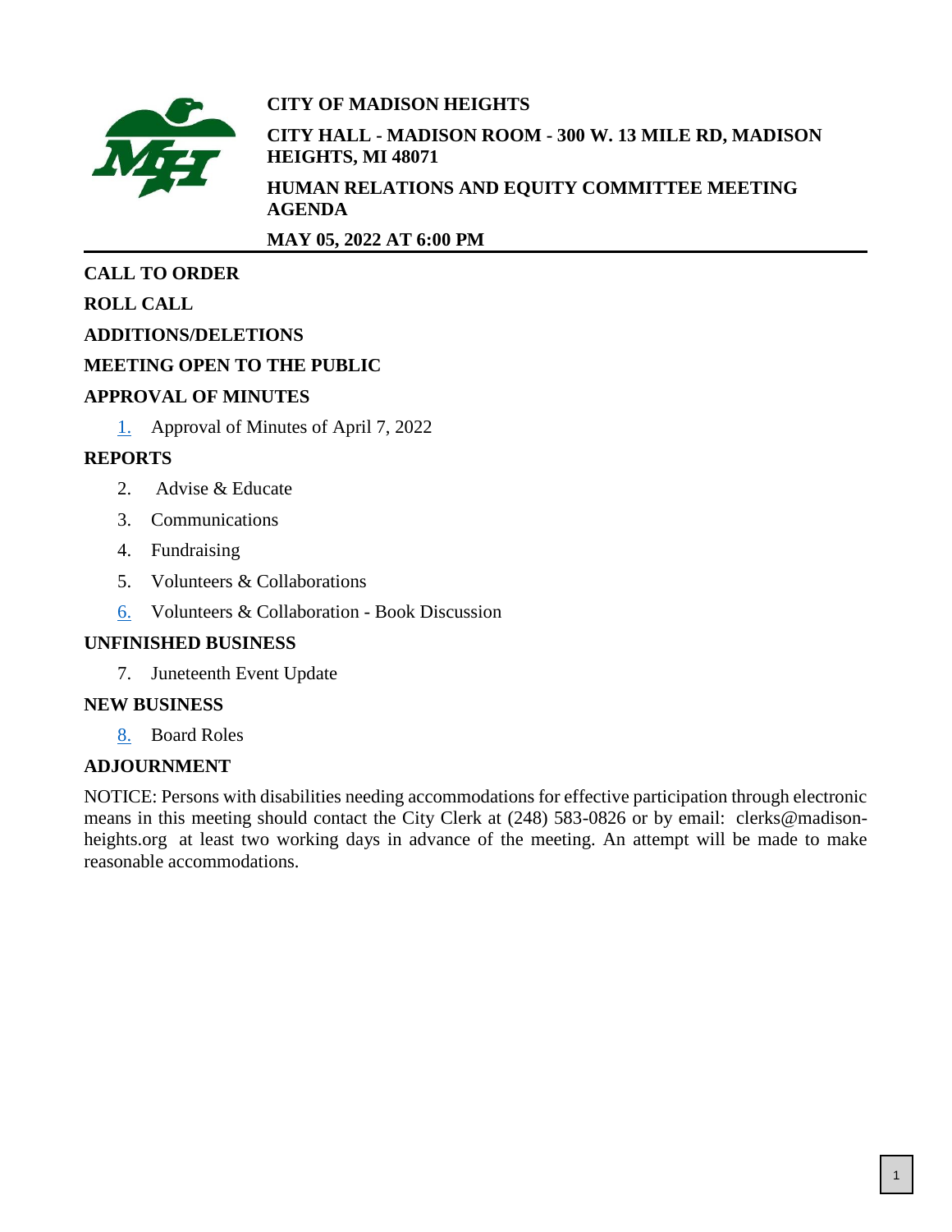**CITY OF MADISON HEIGHTS**

**CITY HALL - MADISON ROOM - 300 W. 13 MILE RD, MADISON HEIGHTS, MI 48071**

**HUMAN RELATIONS AND EQUITY COMMITTEE MEETING AGENDA**

**MAY 05, 2022 AT 6:00 PM**

---

**CALL TO ORDER**

**ROLL CALL**

**ADDITIONS/DELETIONS**

**MEETING OPEN TO THE PUBLIC**

**APPROVAL OF MINUTES**

1. Approval of Minutes of April 7, 2022

**REPORTS**

2. Advise & Educate
3. Communications
4. Fundraising
5. Volunteers & Collaborations
6. Volunteers & Collaboration - Book Discussion

**UNFINISHED BUSINESS**

7. Juneteenth Event Update

**NEW BUSINESS**

8. Board Roles

**ADJOURNMENT**

NOTICE: Persons with disabilities needing accommodations for effective participation through electronic means in this meeting should contact the City Clerk at (248) 583-0826 or by email: clerks@madison-heights.org at least two working days in advance of the meeting. An attempt will be made to make reasonable accommodations.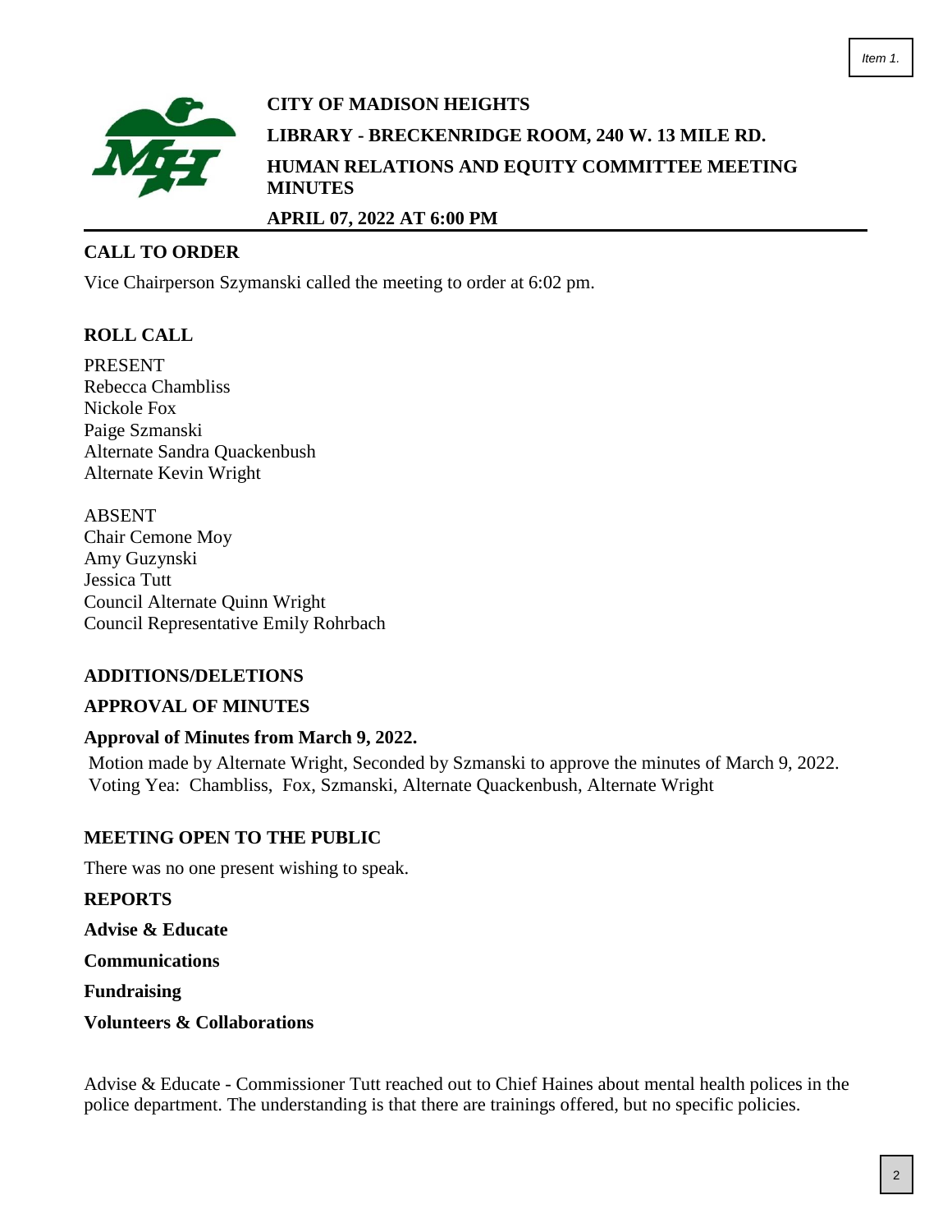**CITY OF MADISON HEIGHTS**

**LIBRARY - BRECKENRIDGE ROOM, 240 W. 13 MILE RD.**

**HUMAN RELATIONS AND EQUITY COMMITTEE MEETING MINUTES**

**APRIL 07, 2022 AT 6:00 PM**

## CALL TO ORDER

Vice Chairperson Szymanski called the meeting to order at 6:02 pm.

## ROLL CALL

PRESENT
Rebecca Chambliss
Nickole Fox
Paige Szmanski
Alternate Sandra Quackenbush
Alternate Kevin Wright

ABSENT
Chair Cemone Moy
Amy Guzynski
Jessica Tutt
Council Alternate Quinn Wright
Council Representative Emily Rohrbach

## ADDITIONS/DELETIONS

## APPROVAL OF MINUTES

### Approval of Minutes from March 9, 2022.

Motion made by Alternate Wright, Seconded by Szmanski to approve the minutes of March 9, 2022.
Voting Yea: Chambliss, Fox, Szmanski, Alternate Quackenbush, Alternate Wright

## MEETING OPEN TO THE PUBLIC

There was no one present wishing to speak.

## REPORTS

### Advise & Educate

### Communications

### Fundraising

### Volunteers & Collaborations

Advise & Educate - Commissioner Tutt reached out to Chief Haines about mental health polices in the police department. The understanding is that there are trainings offered, but no specific policies.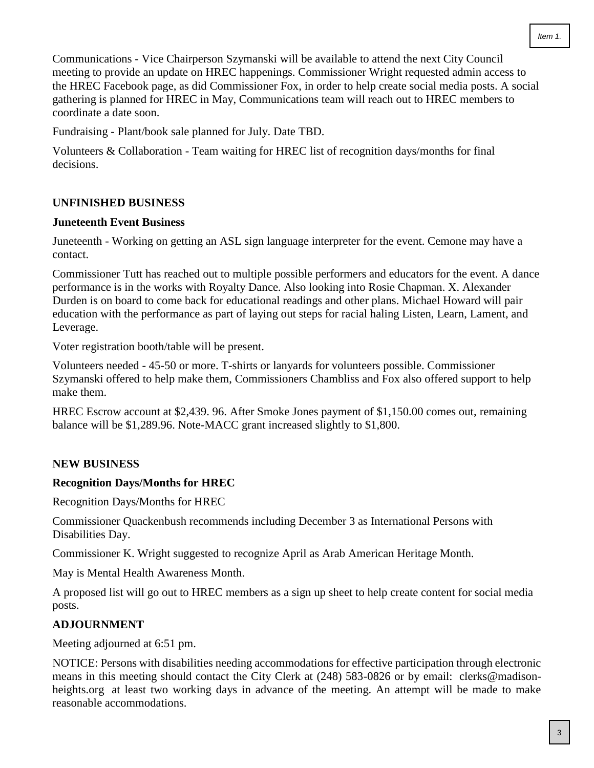Communications - Vice Chairperson Szymanski will be available to attend the next City Council meeting to provide an update on HREC happenings. Commissioner Wright requested admin access to the HREC Facebook page, as did Commissioner Fox, in order to help create social media posts. A social gathering is planned for HREC in May, Communications team will reach out to HREC members to coordinate a date soon.

Fundraising - Plant/book sale planned for July. Date TBD.

Volunteers & Collaboration - Team waiting for HREC list of recognition days/months for final decisions.

## UNFINISHED BUSINESS

### Juneteenth Event Business

Juneteenth - Working on getting an ASL sign language interpreter for the event. Cemone may have a contact.

Commissioner Tutt has reached out to multiple possible performers and educators for the event. A dance performance is in the works with Royalty Dance. Also looking into Rosie Chapman. X. Alexander Durden is on board to come back for educational readings and other plans. Michael Howard will pair education with the performance as part of laying out steps for racial haling Listen, Learn, Lament, and Leverage.

Voter registration booth/table will be present.

Volunteers needed - 45-50 or more. T-shirts or lanyards for volunteers possible. Commissioner Szymanski offered to help make them, Commissioners Chambliss and Fox also offered support to help make them.

HREC Escrow account at $2,439. 96. After Smoke Jones payment of $1,150.00 comes out, remaining balance will be $1,289.96. Note-MACC grant increased slightly to $1,800.

## NEW BUSINESS

### Recognition Days/Months for HREC

Recognition Days/Months for HREC

Commissioner Quackenbush recommends including December 3 as International Persons with Disabilities Day.

Commissioner K. Wright suggested to recognize April as Arab American Heritage Month.

May is Mental Health Awareness Month.

A proposed list will go out to HREC members as a sign up sheet to help create content for social media posts.

## ADJOURNMENT

Meeting adjourned at 6:51 pm.

NOTICE: Persons with disabilities needing accommodations for effective participation through electronic means in this meeting should contact the City Clerk at (248) 583-0826 or by email: clerks@madison-heights.org at least two working days in advance of the meeting. An attempt will be made to make reasonable accommodations.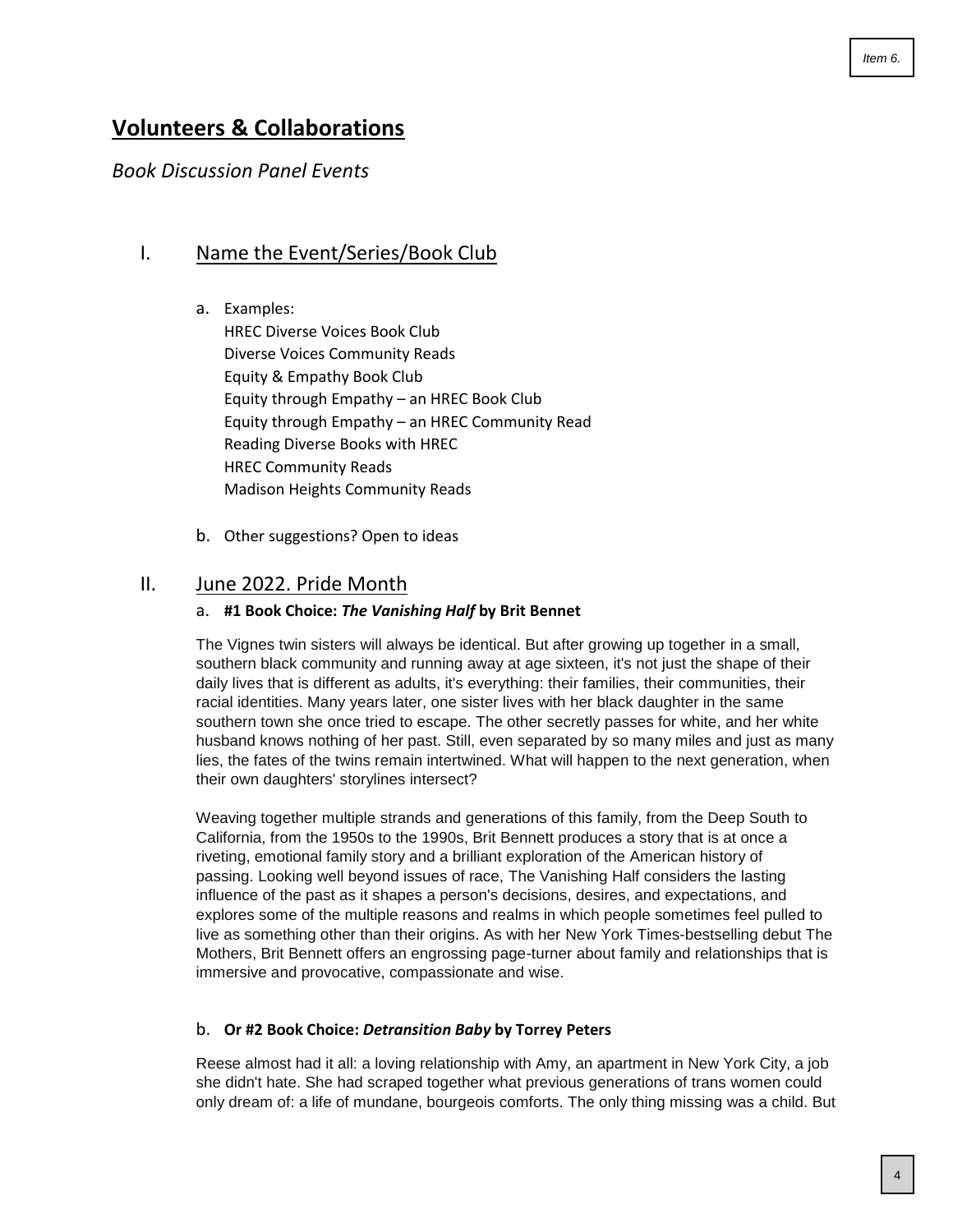## Volunteers & Collaborations

*Book Discussion Panel Events*

### I. Name the Event/Series/Book Club

a. Examples:
   HREC Diverse Voices Book Club
   Diverse Voices Community Reads
   Equity & Empathy Book Club
   Equity through Empathy – an HREC Book Club
   Equity through Empathy – an HREC Community Read
   Reading Diverse Books with HREC
   HREC Community Reads
   Madison Heights Community Reads

b. Other suggestions? Open to ideas

### II. June 2022. Pride Month

a. **#1 Book Choice: *The Vanishing Half* by Brit Bennet**

The Vignes twin sisters will always be identical. But after growing up together in a small, southern black community and running away at age sixteen, it's not just the shape of their daily lives that is different as adults, it's everything: their families, their communities, their racial identities. Many years later, one sister lives with her black daughter in the same southern town she once tried to escape. The other secretly passes for white, and her white husband knows nothing of her past. Still, even separated by so many miles and just as many lies, the fates of the twins remain intertwined. What will happen to the next generation, when their own daughters' storylines intersect?

Weaving together multiple strands and generations of this family, from the Deep South to California, from the 1950s to the 1990s, Brit Bennett produces a story that is at once a riveting, emotional family story and a brilliant exploration of the American history of passing. Looking well beyond issues of race, The Vanishing Half considers the lasting influence of the past as it shapes a person's decisions, desires, and expectations, and explores some of the multiple reasons and realms in which people sometimes feel pulled to live as something other than their origins. As with her New York Times-bestselling debut The Mothers, Brit Bennett offers an engrossing page-turner about family and relationships that is immersive and provocative, compassionate and wise.

b. **Or #2 Book Choice: *Detransition Baby* by Torrey Peters**

Reese almost had it all: a loving relationship with Amy, an apartment in New York City, a job she didn't hate. She had scraped together what previous generations of trans women could only dream of: a life of mundane, bourgeois comforts. The only thing missing was a child. But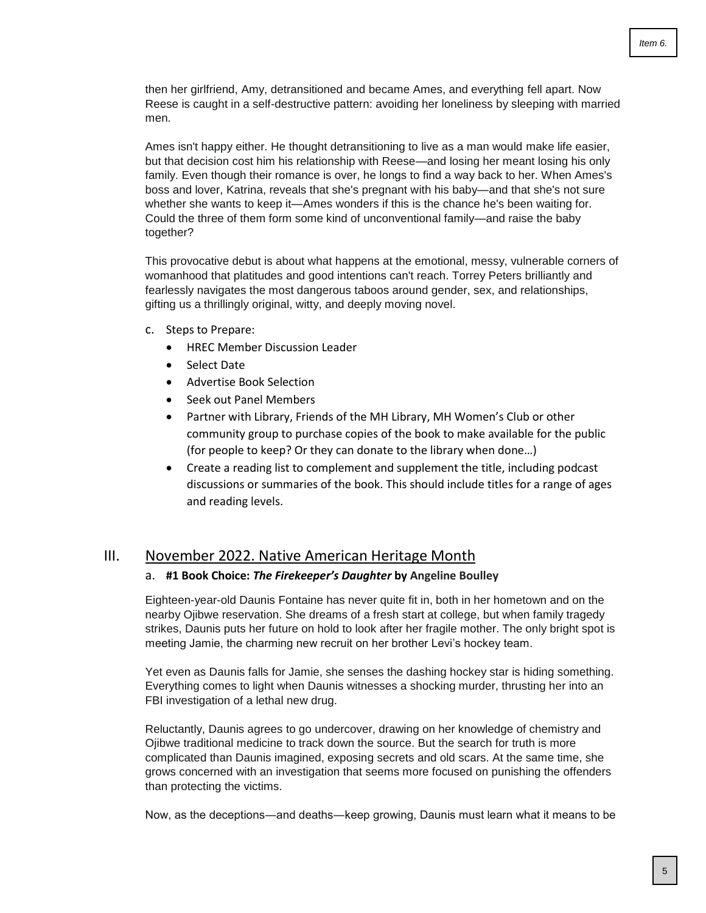then her girlfriend, Amy, detransitioned and became Ames, and everything fell apart. Now Reese is caught in a self-destructive pattern: avoiding her loneliness by sleeping with married men.

Ames isn't happy either. He thought detransitioning to live as a man would make life easier, but that decision cost him his relationship with Reese—and losing her meant losing his only family. Even though their romance is over, he longs to find a way back to her. When Ames's boss and lover, Katrina, reveals that she's pregnant with his baby—and that she's not sure whether she wants to keep it—Ames wonders if this is the chance he's been waiting for. Could the three of them form some kind of unconventional family—and raise the baby together?

This provocative debut is about what happens at the emotional, messy, vulnerable corners of womanhood that platitudes and good intentions can't reach. Torrey Peters brilliantly and fearlessly navigates the most dangerous taboos around gender, sex, and relationships, gifting us a thrillingly original, witty, and deeply moving novel.

c. Steps to Prepare:
   - HREC Member Discussion Leader
   - Select Date
   - Advertise Book Selection
   - Seek out Panel Members
   - Partner with Library, Friends of the MH Library, MH Women's Club or other community group to purchase copies of the book to make available for the public (for people to keep? Or they can donate to the library when done…)
   - Create a reading list to complement and supplement the title, including podcast discussions or summaries of the book. This should include titles for a range of ages and reading levels.

## III. November 2022. Native American Heritage Month

a. **#1 Book Choice: *The Firekeeper's Daughter* by Angeline Boulley**

Eighteen-year-old Daunis Fontaine has never quite fit in, both in her hometown and on the nearby Ojibwe reservation. She dreams of a fresh start at college, but when family tragedy strikes, Daunis puts her future on hold to look after her fragile mother. The only bright spot is meeting Jamie, the charming new recruit on her brother Levi's hockey team.

Yet even as Daunis falls for Jamie, she senses the dashing hockey star is hiding something. Everything comes to light when Daunis witnesses a shocking murder, thrusting her into an FBI investigation of a lethal new drug.

Reluctantly, Daunis agrees to go undercover, drawing on her knowledge of chemistry and Ojibwe traditional medicine to track down the source. But the search for truth is more complicated than Daunis imagined, exposing secrets and old scars. At the same time, she grows concerned with an investigation that seems more focused on punishing the offenders than protecting the victims.

Now, as the deceptions—and deaths—keep growing, Daunis must learn what it means to be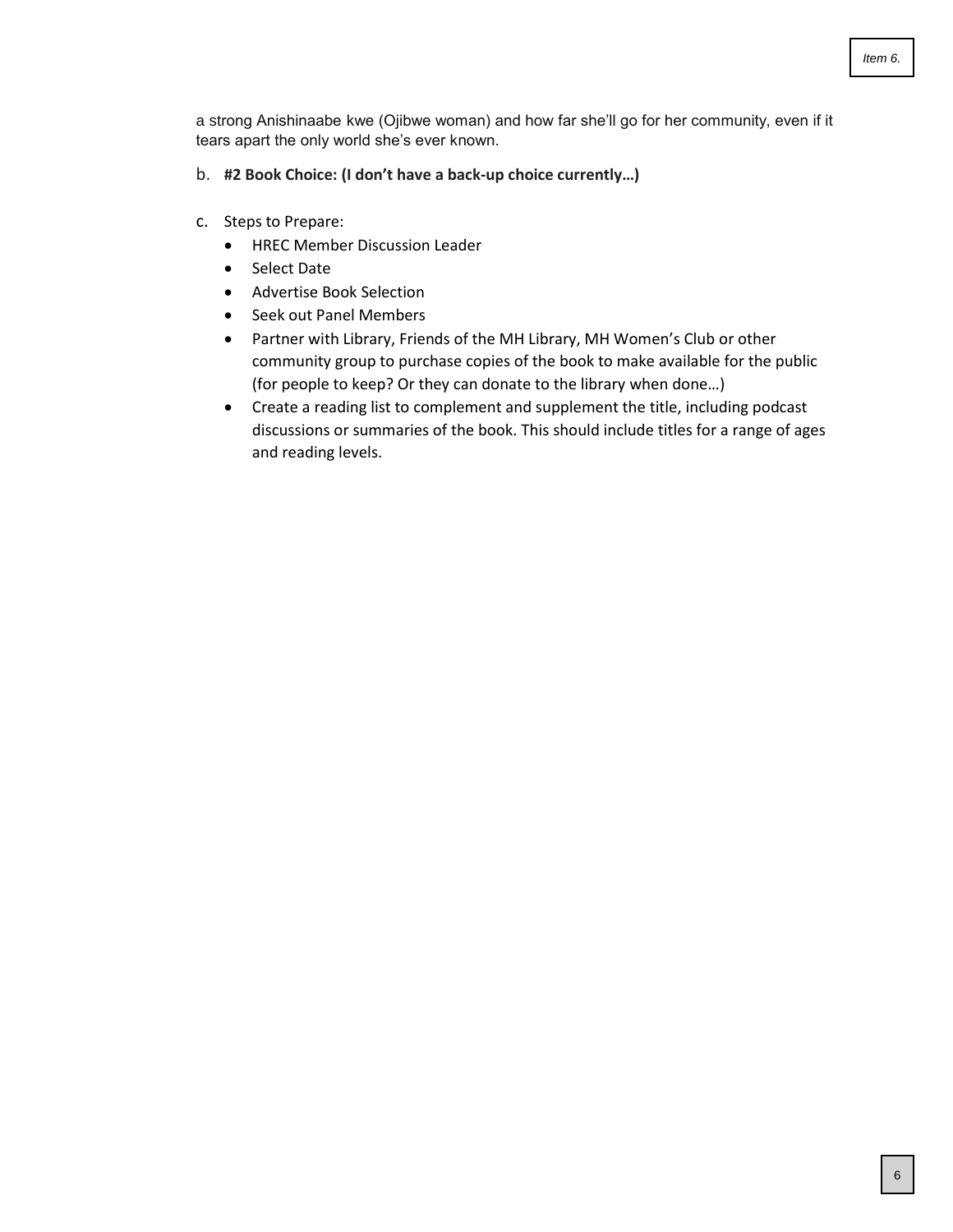a strong Anishinaabe kwe (Ojibwe woman) and how far she'll go for her community, even if it tears apart the only world she's ever known.

b. **#2 Book Choice: (I don't have a back-up choice currently…)**

c. Steps to Prepare:
   - HREC Member Discussion Leader
   - Select Date
   - Advertise Book Selection
   - Seek out Panel Members
   - Partner with Library, Friends of the MH Library, MH Women's Club or other community group to purchase copies of the book to make available for the public (for people to keep? Or they can donate to the library when done…)
   - Create a reading list to complement and supplement the title, including podcast discussions or summaries of the book. This should include titles for a range of ages and reading levels.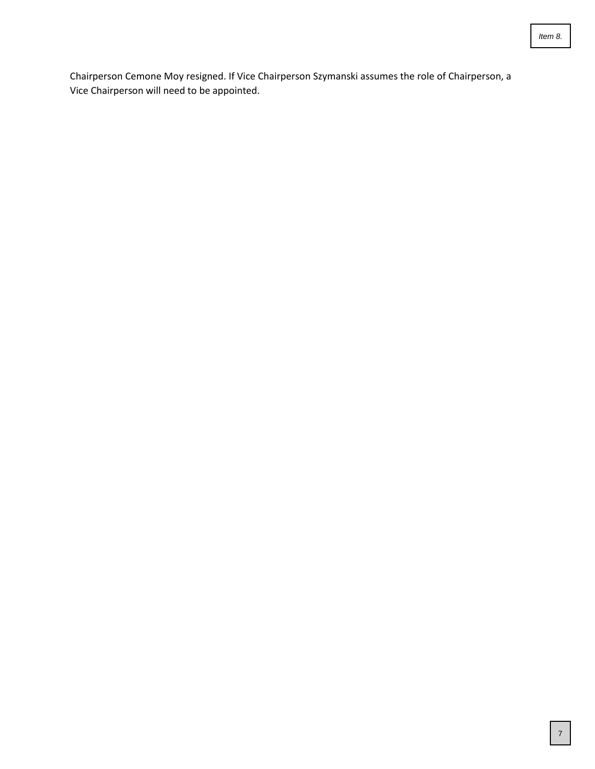Chairperson Cemone Moy resigned. If Vice Chairperson Szymanski assumes the role of Chairperson, a Vice Chairperson will need to be appointed.